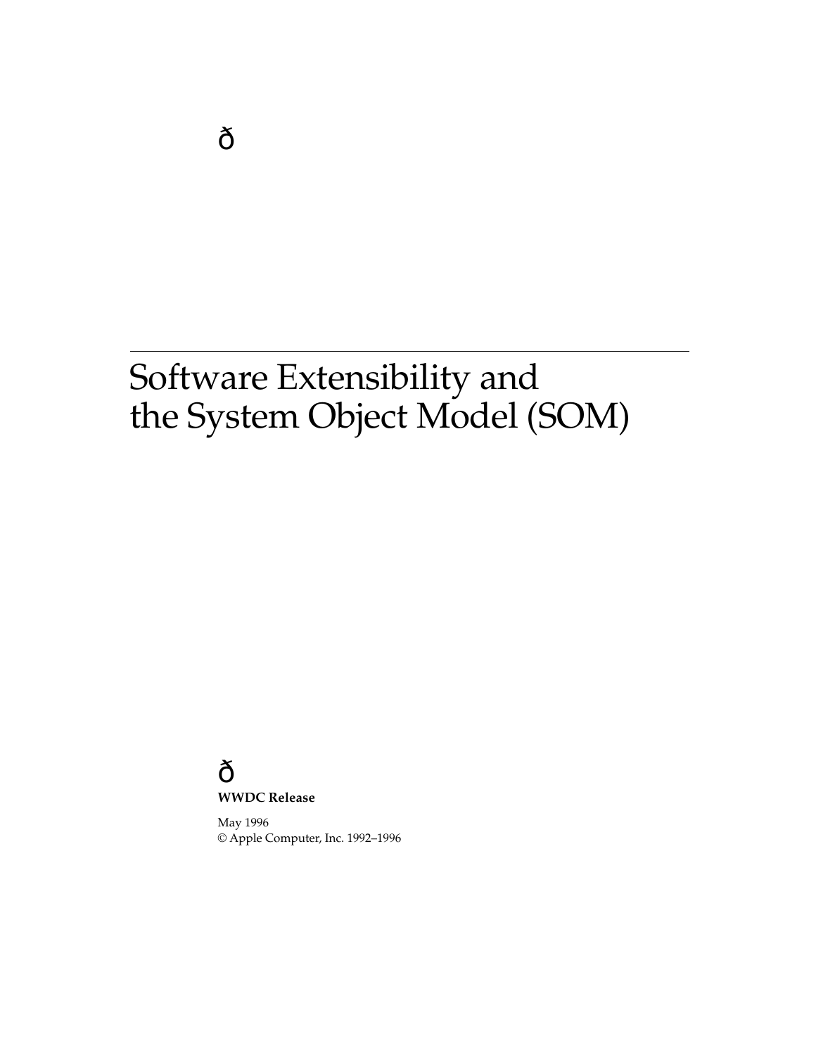ð

# Software Extensibility and the System Object Model (SOM)

ð

**WWDC Release**

May 1996
© Apple Computer, Inc. 1992–1996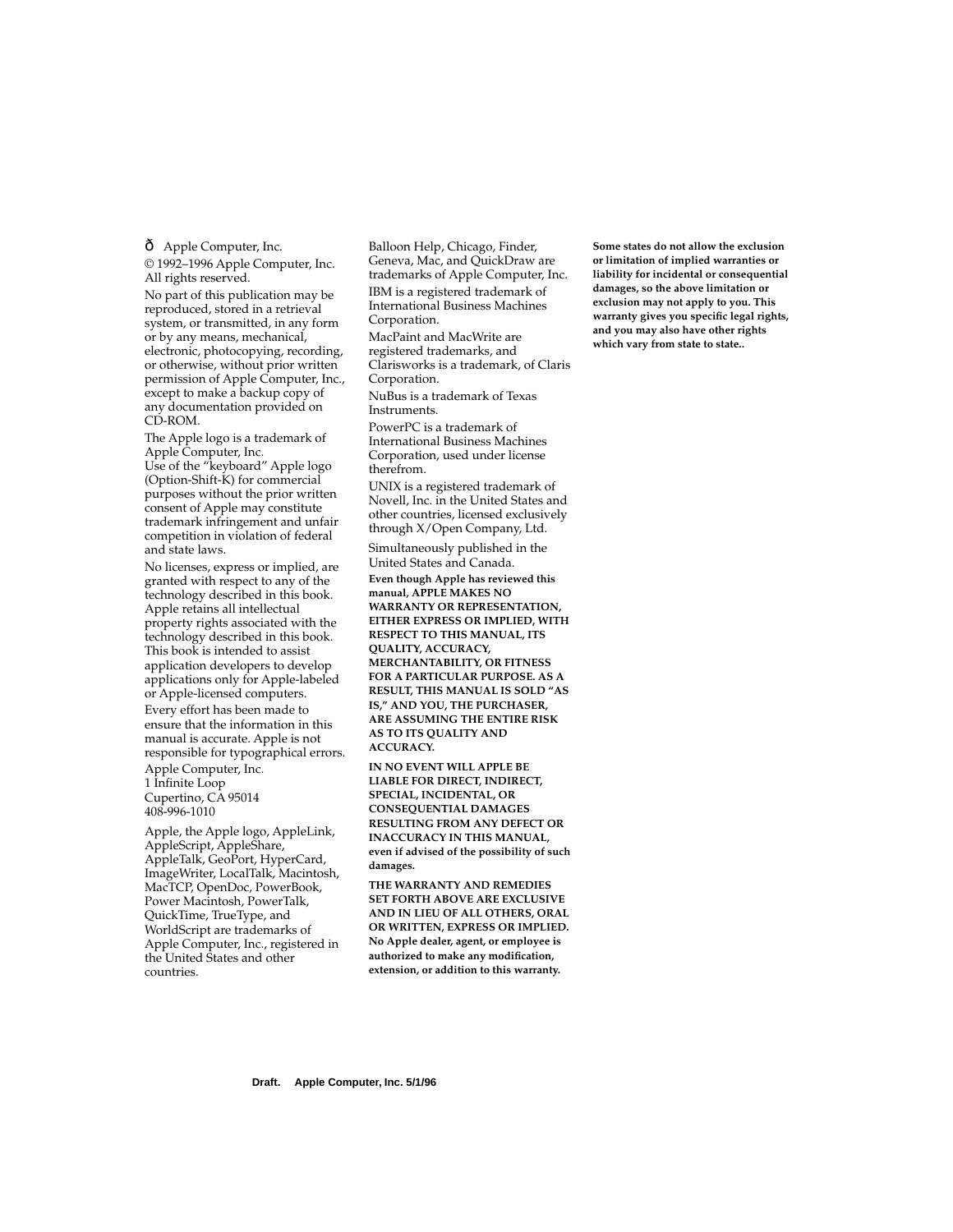ð Apple Computer, Inc.

© 1992–1996 Apple Computer, Inc. All rights reserved.

No part of this publication may be reproduced, stored in a retrieval system, or transmitted, in any form or by any means, mechanical, electronic, photocopying, recording, or otherwise, without prior written permission of Apple Computer, Inc., except to make a backup copy of any documentation provided on CD-ROM.

The Apple logo is a trademark of Apple Computer, Inc.
Use of the “keyboard” Apple logo (Option-Shift-K) for commercial purposes without the prior written consent of Apple may constitute trademark infringement and unfair competition in violation of federal and state laws.

No licenses, express or implied, are granted with respect to any of the technology described in this book. Apple retains all intellectual property rights associated with the technology described in this book. This book is intended to assist application developers to develop applications only for Apple-labeled or Apple-licensed computers.

Every effort has been made to ensure that the information in this manual is accurate. Apple is not responsible for typographical errors.

Apple Computer, Inc.
1 Infinite Loop
Cupertino, CA 95014
408-996-1010

Apple, the Apple logo, AppleLink, AppleScript, AppleShare, AppleTalk, GeoPort, HyperCard, ImageWriter, LocalTalk, Macintosh, MacTCP, OpenDoc, PowerBook, Power Macintosh, PowerTalk, QuickTime, TrueType, and WorldScript are trademarks of Apple Computer, Inc., registered in the United States and other countries.

Balloon Help, Chicago, Finder, Geneva, Mac, and QuickDraw are trademarks of Apple Computer, Inc.

IBM is a registered trademark of International Business Machines Corporation.

MacPaint and MacWrite are registered trademarks, and Clarisworks is a trademark, of Claris Corporation.

NuBus is a trademark of Texas Instruments.

PowerPC is a trademark of International Business Machines Corporation, used under license therefrom.

UNIX is a registered trademark of Novell, Inc. in the United States and other countries, licensed exclusively through X/Open Company, Ltd.

Simultaneously published in the United States and Canada.

**Even though Apple has reviewed this manual, APPLE MAKES NO WARRANTY OR REPRESENTATION, EITHER EXPRESS OR IMPLIED, WITH RESPECT TO THIS MANUAL, ITS QUALITY, ACCURACY, MERCHANTABILITY, OR FITNESS FOR A PARTICULAR PURPOSE. AS A RESULT, THIS MANUAL IS SOLD “AS IS,” AND YOU, THE PURCHASER, ARE ASSUMING THE ENTIRE RISK AS TO ITS QUALITY AND ACCURACY.**

**IN NO EVENT WILL APPLE BE LIABLE FOR DIRECT, INDIRECT, SPECIAL, INCIDENTAL, OR CONSEQUENTIAL DAMAGES RESULTING FROM ANY DEFECT OR INACCURACY IN THIS MANUAL, even if advised of the possibility of such damages.**

**THE WARRANTY AND REMEDIES SET FORTH ABOVE ARE EXCLUSIVE AND IN LIEU OF ALL OTHERS, ORAL OR WRITTEN, EXPRESS OR IMPLIED. No Apple dealer, agent, or employee is authorized to make any modification, extension, or addition to this warranty.**

**Some states do not allow the exclusion or limitation of implied warranties or liability for incidental or consequential damages, so the above limitation or exclusion may not apply to you. This warranty gives you specific legal rights, and you may also have other rights which vary from state to state..**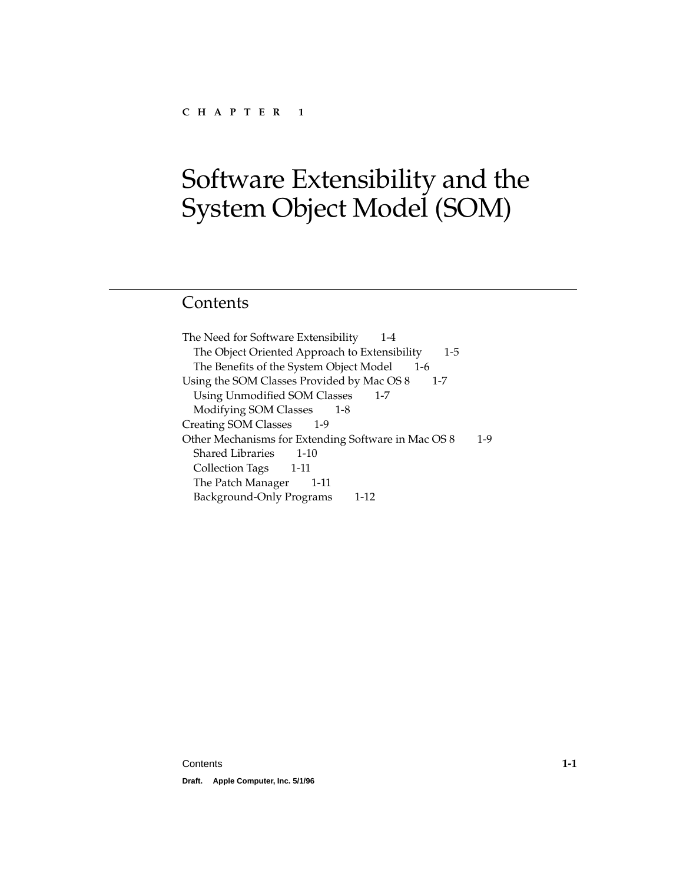CHAPTER 1

# Software Extensibility and the System Object Model (SOM)

## Contents

- The Need for Software Extensibility 1-4
  - The Object Oriented Approach to Extensibility 1-5
  - The Benefits of the System Object Model 1-6
- Using the SOM Classes Provided by Mac OS 8 1-7
  - Using Unmodified SOM Classes 1-7
  - Modifying SOM Classes 1-8
- Creating SOM Classes 1-9
- Other Mechanisms for Extending Software in Mac OS 8 1-9
  - Shared Libraries 1-10
  - Collection Tags 1-11
  - The Patch Manager 1-11
  - Background-Only Programs 1-12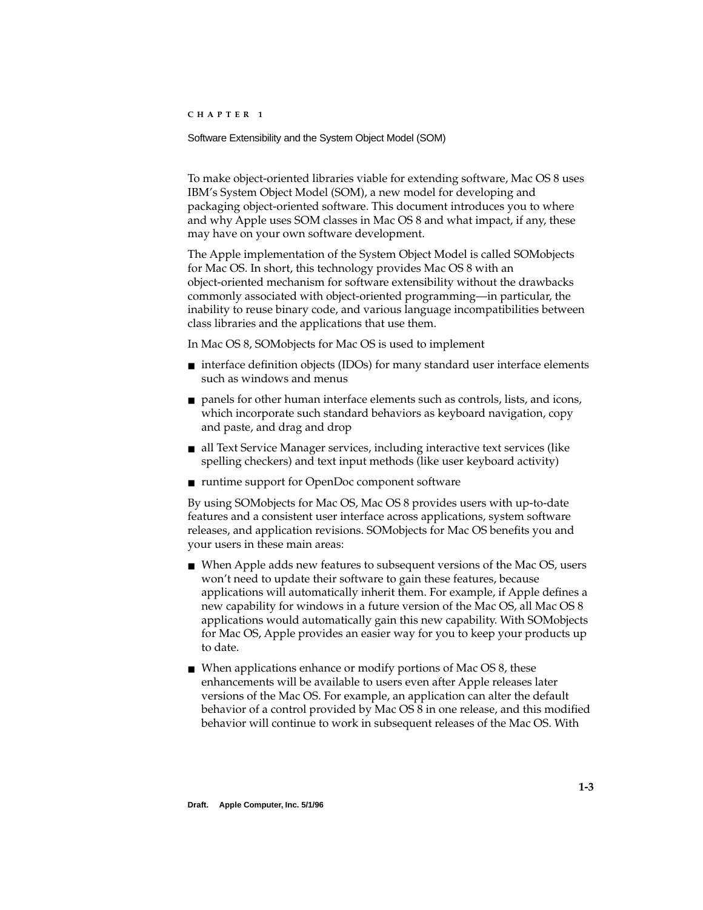To make object-oriented libraries viable for extending software, Mac OS 8 uses IBM's System Object Model (SOM), a new model for developing and packaging object-oriented software. This document introduces you to where and why Apple uses SOM classes in Mac OS 8 and what impact, if any, these may have on your own software development.

The Apple implementation of the System Object Model is called SOMobjects for Mac OS. In short, this technology provides Mac OS 8 with an object-oriented mechanism for software extensibility without the drawbacks commonly associated with object-oriented programming—in particular, the inability to reuse binary code, and various language incompatibilities between class libraries and the applications that use them.

In Mac OS 8, SOMobjects for Mac OS is used to implement

- interface definition objects (IDOs) for many standard user interface elements such as windows and menus
- panels for other human interface elements such as controls, lists, and icons, which incorporate such standard behaviors as keyboard navigation, copy and paste, and drag and drop
- all Text Service Manager services, including interactive text services (like spelling checkers) and text input methods (like user keyboard activity)
- runtime support for OpenDoc component software

By using SOMobjects for Mac OS, Mac OS 8 provides users with up-to-date features and a consistent user interface across applications, system software releases, and application revisions. SOMobjects for Mac OS benefits you and your users in these main areas:

- When Apple adds new features to subsequent versions of the Mac OS, users won't need to update their software to gain these features, because applications will automatically inherit them. For example, if Apple defines a new capability for windows in a future version of the Mac OS, all Mac OS 8 applications would automatically gain this new capability. With SOMobjects for Mac OS, Apple provides an easier way for you to keep your products up to date.
- When applications enhance or modify portions of Mac OS 8, these enhancements will be available to users even after Apple releases later versions of the Mac OS. For example, an application can alter the default behavior of a control provided by Mac OS 8 in one release, and this modified behavior will continue to work in subsequent releases of the Mac OS. With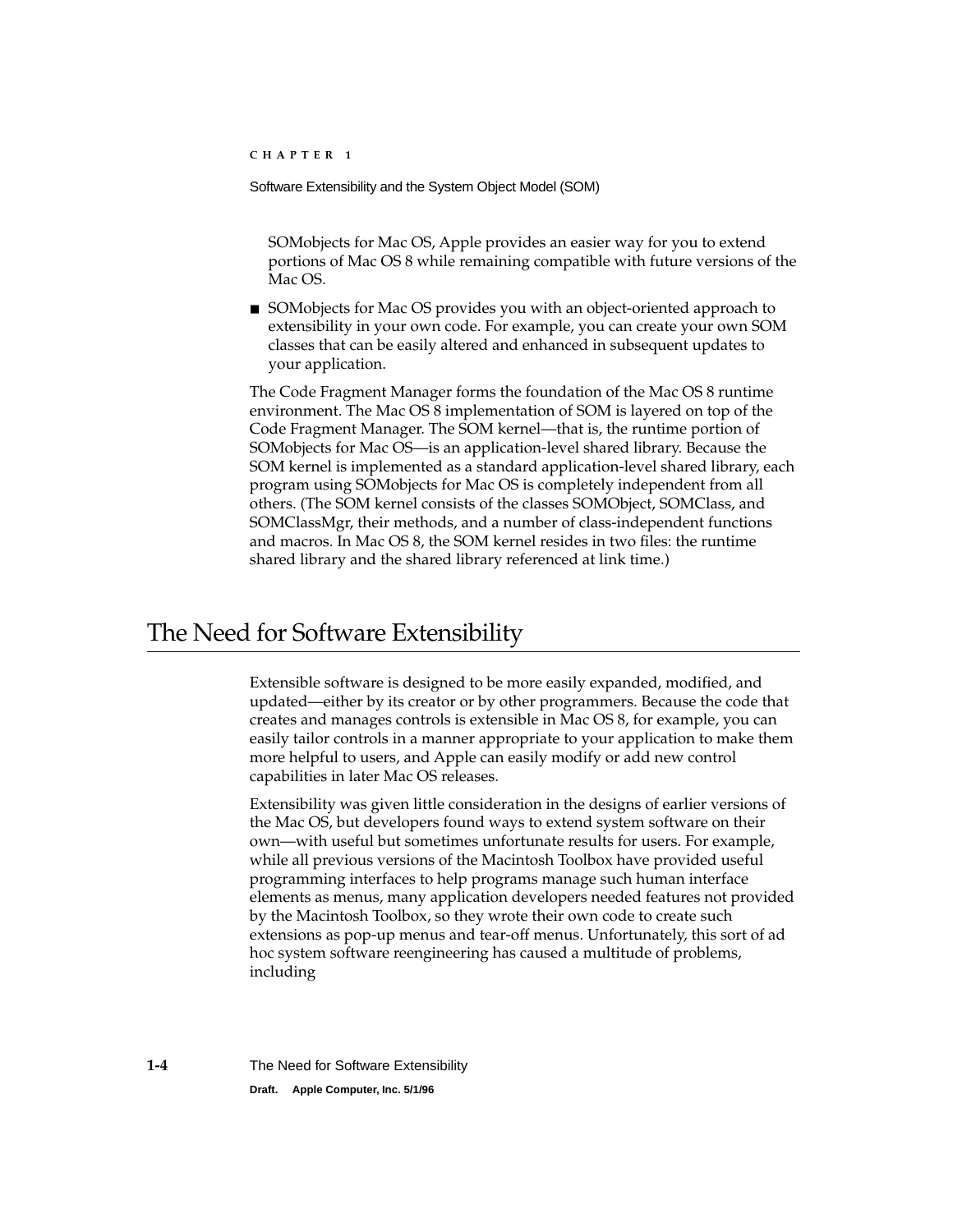SOMobjects for Mac OS, Apple provides an easier way for you to extend portions of Mac OS 8 while remaining compatible with future versions of the Mac OS.

- SOMobjects for Mac OS provides you with an object-oriented approach to extensibility in your own code. For example, you can create your own SOM classes that can be easily altered and enhanced in subsequent updates to your application.

The Code Fragment Manager forms the foundation of the Mac OS 8 runtime environment. The Mac OS 8 implementation of SOM is layered on top of the Code Fragment Manager. The SOM kernel—that is, the runtime portion of SOMobjects for Mac OS—is an application-level shared library. Because the SOM kernel is implemented as a standard application-level shared library, each program using SOMobjects for Mac OS is completely independent from all others. (The SOM kernel consists of the classes SOMObject, SOMClass, and SOMClassMgr, their methods, and a number of class-independent functions and macros. In Mac OS 8, the SOM kernel resides in two files: the runtime shared library and the shared library referenced at link time.)

# The Need for Software Extensibility

Extensible software is designed to be more easily expanded, modified, and updated—either by its creator or by other programmers. Because the code that creates and manages controls is extensible in Mac OS 8, for example, you can easily tailor controls in a manner appropriate to your application to make them more helpful to users, and Apple can easily modify or add new control capabilities in later Mac OS releases.

Extensibility was given little consideration in the designs of earlier versions of the Mac OS, but developers found ways to extend system software on their own—with useful but sometimes unfortunate results for users. For example, while all previous versions of the Macintosh Toolbox have provided useful programming interfaces to help programs manage such human interface elements as menus, many application developers needed features not provided by the Macintosh Toolbox, so they wrote their own code to create such extensions as pop-up menus and tear-off menus. Unfortunately, this sort of ad hoc system software reengineering has caused a multitude of problems, including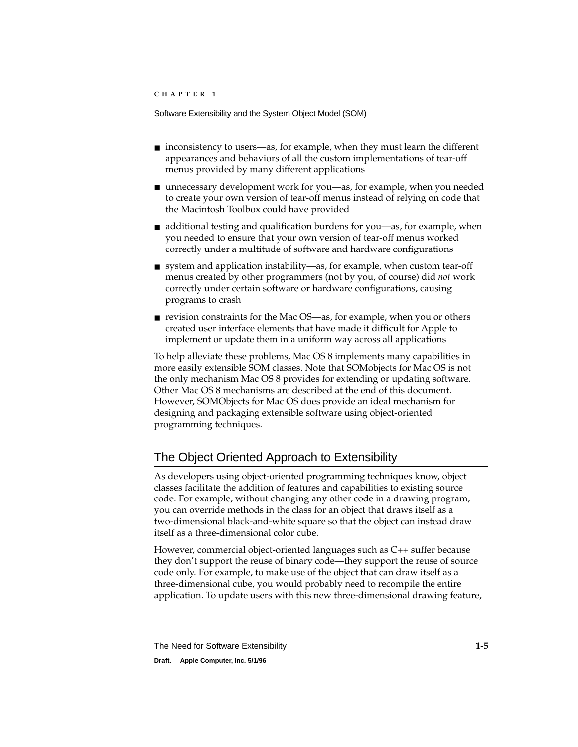- inconsistency to users—as, for example, when they must learn the different appearances and behaviors of all the custom implementations of tear-off menus provided by many different applications
- unnecessary development work for you—as, for example, when you needed to create your own version of tear-off menus instead of relying on code that the Macintosh Toolbox could have provided
- additional testing and qualification burdens for you—as, for example, when you needed to ensure that your own version of tear-off menus worked correctly under a multitude of software and hardware configurations
- system and application instability—as, for example, when custom tear-off menus created by other programmers (not by you, of course) did *not* work correctly under certain software or hardware configurations, causing programs to crash
- revision constraints for the Mac OS—as, for example, when you or others created user interface elements that have made it difficult for Apple to implement or update them in a uniform way across all applications

To help alleviate these problems, Mac OS 8 implements many capabilities in more easily extensible SOM classes. Note that SOMobjects for Mac OS is not the only mechanism Mac OS 8 provides for extending or updating software. Other Mac OS 8 mechanisms are described at the end of this document. However, SOMObjects for Mac OS does provide an ideal mechanism for designing and packaging extensible software using object-oriented programming techniques.

## The Object Oriented Approach to Extensibility

As developers using object-oriented programming techniques know, object classes facilitate the addition of features and capabilities to existing source code. For example, without changing any other code in a drawing program, you can override methods in the class for an object that draws itself as a two-dimensional black-and-white square so that the object can instead draw itself as a three-dimensional color cube.

However, commercial object-oriented languages such as C++ suffer because they don't support the reuse of binary code—they support the reuse of source code only. For example, to make use of the object that can draw itself as a three-dimensional cube, you would probably need to recompile the entire application. To update users with this new three-dimensional drawing feature,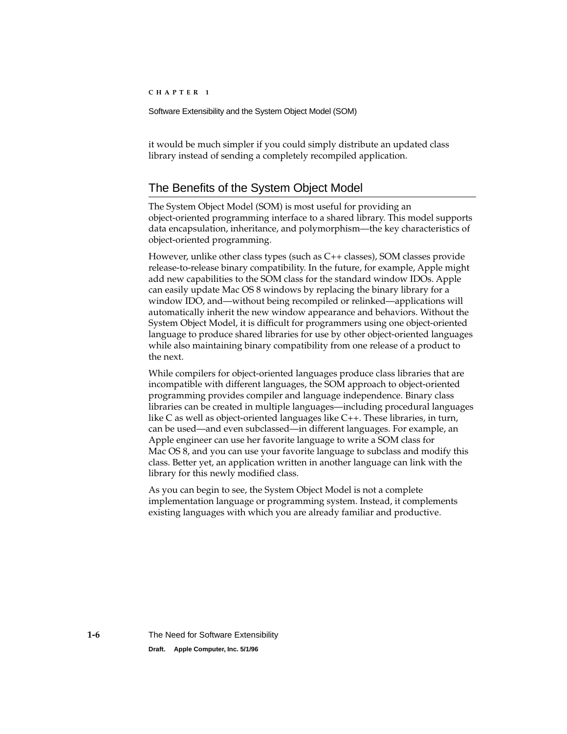it would be much simpler if you could simply distribute an updated class library instead of sending a completely recompiled application.

## The Benefits of the System Object Model

The System Object Model (SOM) is most useful for providing an object-oriented programming interface to a shared library. This model supports data encapsulation, inheritance, and polymorphism—the key characteristics of object-oriented programming.

However, unlike other class types (such as C++ classes), SOM classes provide release-to-release binary compatibility. In the future, for example, Apple might add new capabilities to the SOM class for the standard window IDOs. Apple can easily update Mac OS 8 windows by replacing the binary library for a window IDO, and—without being recompiled or relinked—applications will automatically inherit the new window appearance and behaviors. Without the System Object Model, it is difficult for programmers using one object-oriented language to produce shared libraries for use by other object-oriented languages while also maintaining binary compatibility from one release of a product to the next.

While compilers for object-oriented languages produce class libraries that are incompatible with different languages, the SOM approach to object-oriented programming provides compiler and language independence. Binary class libraries can be created in multiple languages—including procedural languages like C as well as object-oriented languages like C++. These libraries, in turn, can be used—and even subclassed—in different languages. For example, an Apple engineer can use her favorite language to write a SOM class for Mac OS 8, and you can use your favorite language to subclass and modify this class. Better yet, an application written in another language can link with the library for this newly modified class.

As you can begin to see, the System Object Model is not a complete implementation language or programming system. Instead, it complements existing languages with which you are already familiar and productive.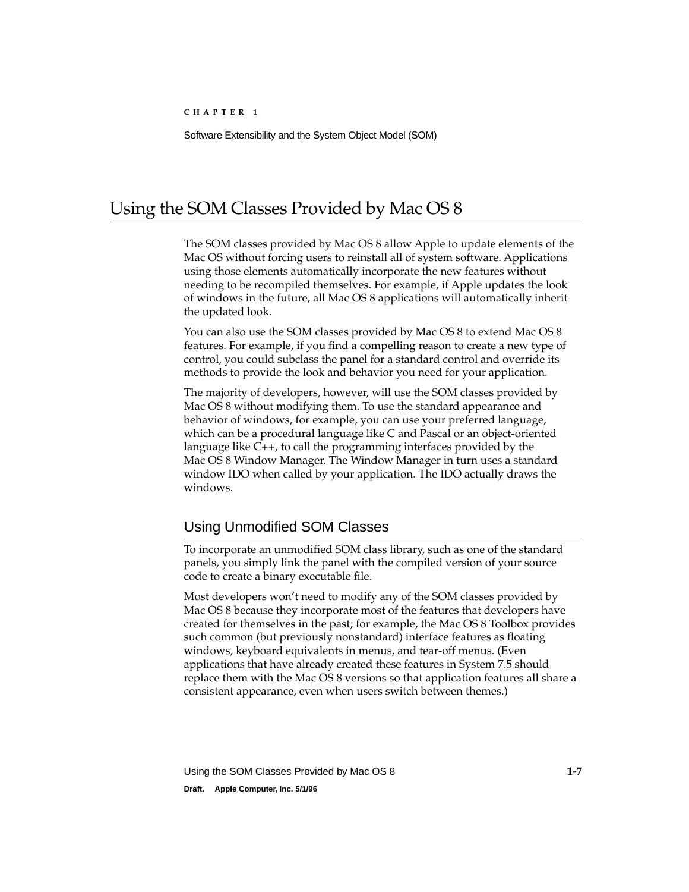# Using the SOM Classes Provided by Mac OS 8

The SOM classes provided by Mac OS 8 allow Apple to update elements of the Mac OS without forcing users to reinstall all of system software. Applications using those elements automatically incorporate the new features without needing to be recompiled themselves. For example, if Apple updates the look of windows in the future, all Mac OS 8 applications will automatically inherit the updated look.

You can also use the SOM classes provided by Mac OS 8 to extend Mac OS 8 features. For example, if you find a compelling reason to create a new type of control, you could subclass the panel for a standard control and override its methods to provide the look and behavior you need for your application.

The majority of developers, however, will use the SOM classes provided by Mac OS 8 without modifying them. To use the standard appearance and behavior of windows, for example, you can use your preferred language, which can be a procedural language like C and Pascal or an object-oriented language like C++, to call the programming interfaces provided by the Mac OS 8 Window Manager. The Window Manager in turn uses a standard window IDO when called by your application. The IDO actually draws the windows.

## Using Unmodified SOM Classes

To incorporate an unmodified SOM class library, such as one of the standard panels, you simply link the panel with the compiled version of your source code to create a binary executable file.

Most developers won't need to modify any of the SOM classes provided by Mac OS 8 because they incorporate most of the features that developers have created for themselves in the past; for example, the Mac OS 8 Toolbox provides such common (but previously nonstandard) interface features as floating windows, keyboard equivalents in menus, and tear-off menus. (Even applications that have already created these features in System 7.5 should replace them with the Mac OS 8 versions so that application features all share a consistent appearance, even when users switch between themes.)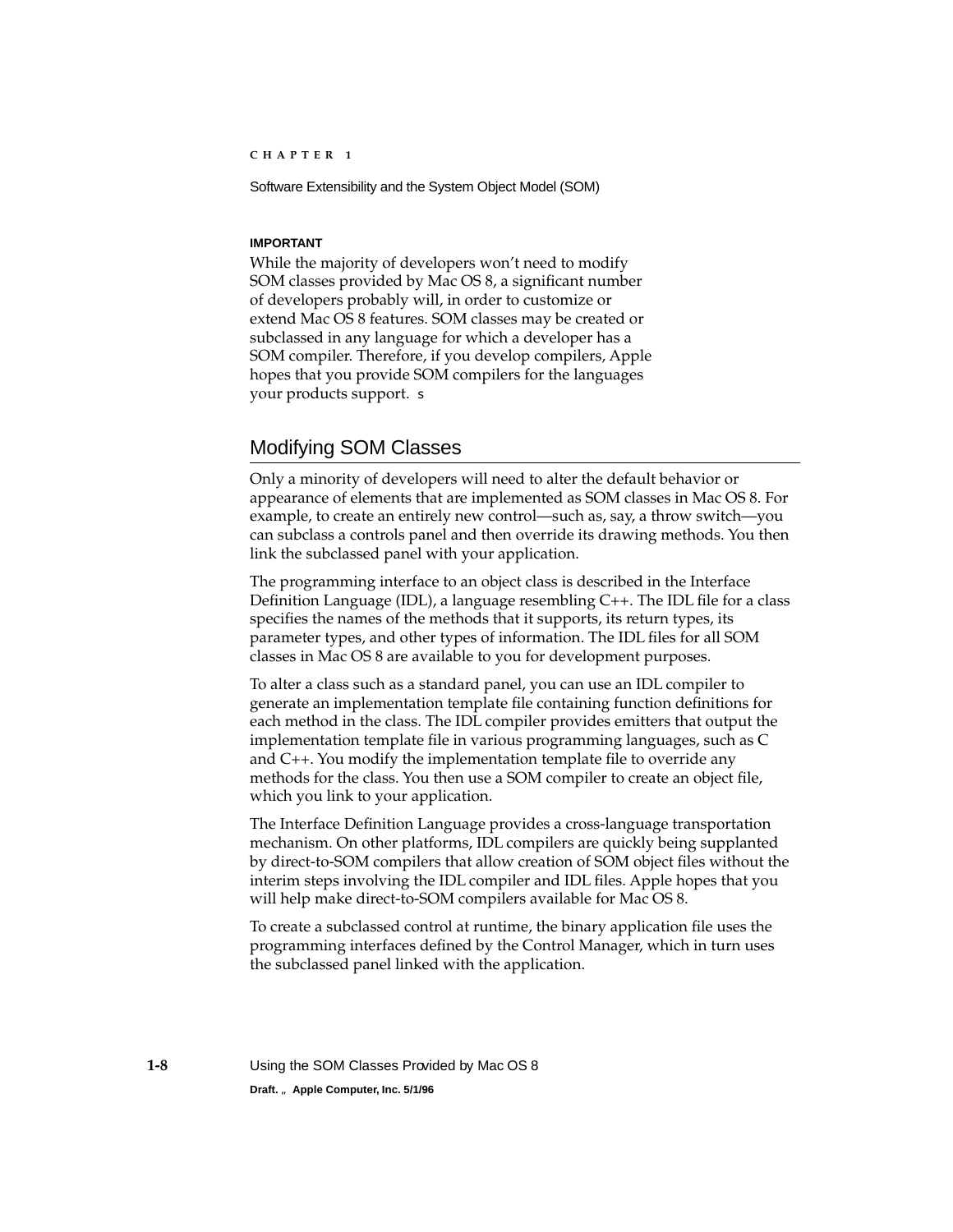**IMPORTANT**

While the majority of developers won't need to modify SOM classes provided by Mac OS 8, a significant number of developers probably will, in order to customize or extend Mac OS 8 features. SOM classes may be created or subclassed in any language for which a developer has a SOM compiler. Therefore, if you develop compilers, Apple hopes that you provide SOM compilers for the languages your products support. s

## Modifying SOM Classes

Only a minority of developers will need to alter the default behavior or appearance of elements that are implemented as SOM classes in Mac OS 8. For example, to create an entirely new control—such as, say, a throw switch—you can subclass a controls panel and then override its drawing methods. You then link the subclassed panel with your application.

The programming interface to an object class is described in the Interface Definition Language (IDL), a language resembling C++. The IDL file for a class specifies the names of the methods that it supports, its return types, its parameter types, and other types of information. The IDL files for all SOM classes in Mac OS 8 are available to you for development purposes.

To alter a class such as a standard panel, you can use an IDL compiler to generate an implementation template file containing function definitions for each method in the class. The IDL compiler provides emitters that output the implementation template file in various programming languages, such as C and C++. You modify the implementation template file to override any methods for the class. You then use a SOM compiler to create an object file, which you link to your application.

The Interface Definition Language provides a cross-language transportation mechanism. On other platforms, IDL compilers are quickly being supplanted by direct-to-SOM compilers that allow creation of SOM object files without the interim steps involving the IDL compiler and IDL files. Apple hopes that you will help make direct-to-SOM compilers available for Mac OS 8.

To create a subclassed control at runtime, the binary application file uses the programming interfaces defined by the Control Manager, which in turn uses the subclassed panel linked with the application.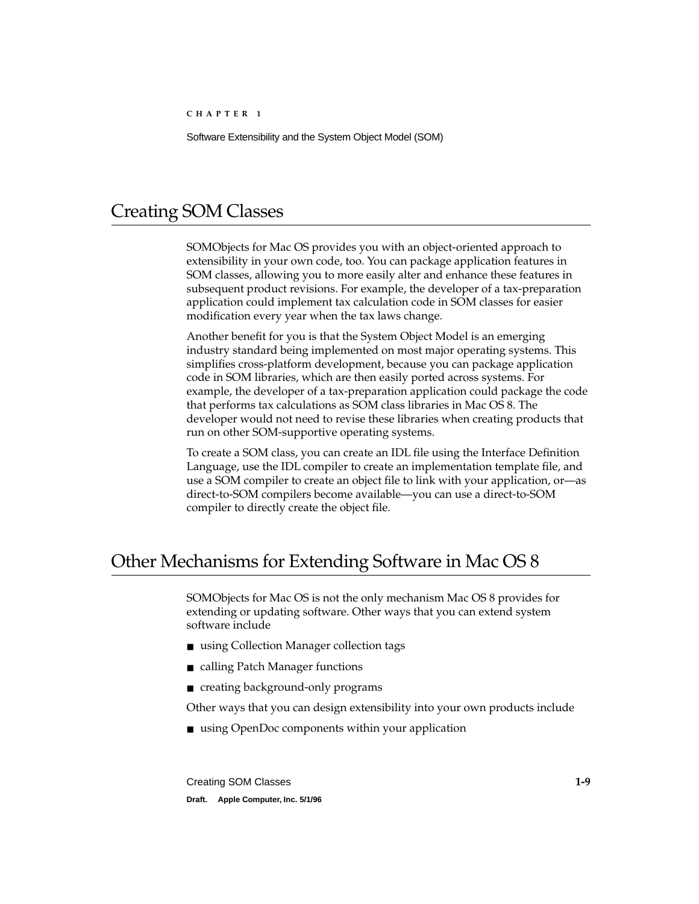## Creating SOM Classes

SOMObjects for Mac OS provides you with an object-oriented approach to extensibility in your own code, too. You can package application features in SOM classes, allowing you to more easily alter and enhance these features in subsequent product revisions. For example, the developer of a tax-preparation application could implement tax calculation code in SOM classes for easier modification every year when the tax laws change.

Another benefit for you is that the System Object Model is an emerging industry standard being implemented on most major operating systems. This simplifies cross-platform development, because you can package application code in SOM libraries, which are then easily ported across systems. For example, the developer of a tax-preparation application could package the code that performs tax calculations as SOM class libraries in Mac OS 8. The developer would not need to revise these libraries when creating products that run on other SOM-supportive operating systems.

To create a SOM class, you can create an IDL file using the Interface Definition Language, use the IDL compiler to create an implementation template file, and use a SOM compiler to create an object file to link with your application, or—as direct-to-SOM compilers become available—you can use a direct-to-SOM compiler to directly create the object file.

## Other Mechanisms for Extending Software in Mac OS 8

SOMObjects for Mac OS is not the only mechanism Mac OS 8 provides for extending or updating software. Other ways that you can extend system software include

- using Collection Manager collection tags
- calling Patch Manager functions
- creating background-only programs

Other ways that you can design extensibility into your own products include

- using OpenDoc components within your application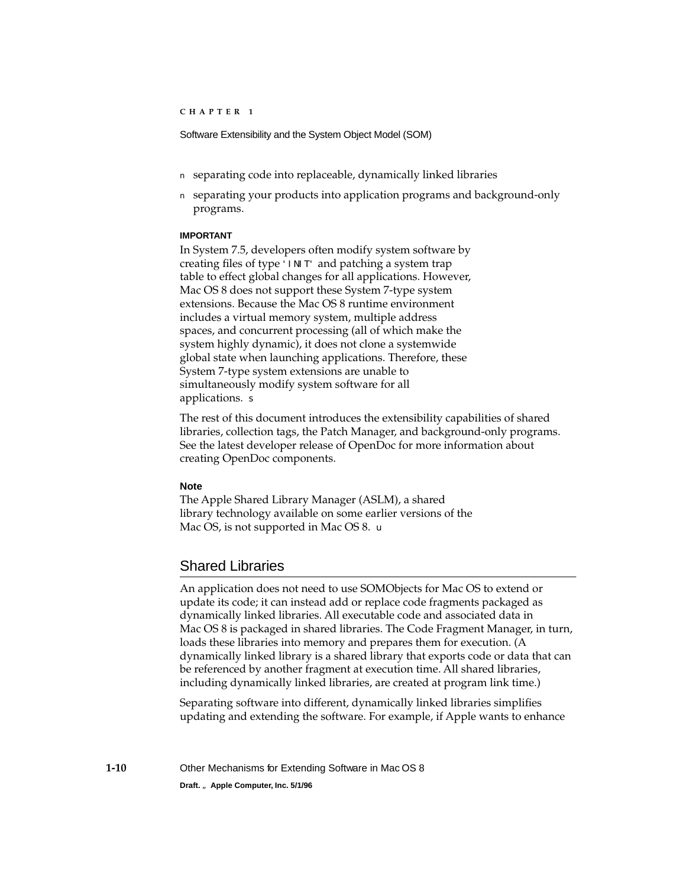- separating code into replaceable, dynamically linked libraries
- separating your products into application programs and background-only programs.

**IMPORTANT**

In System 7.5, developers often modify system software by creating files of type 'INIT' and patching a system trap table to effect global changes for all applications. However, Mac OS 8 does not support these System 7-type system extensions. Because the Mac OS 8 runtime environment includes a virtual memory system, multiple address spaces, and concurrent processing (all of which make the system highly dynamic), it does not clone a systemwide global state when launching applications. Therefore, these System 7-type system extensions are unable to simultaneously modify system software for all applications.

The rest of this document introduces the extensibility capabilities of shared libraries, collection tags, the Patch Manager, and background-only programs. See the latest developer release of OpenDoc for more information about creating OpenDoc components.

**Note**

The Apple Shared Library Manager (ASLM), a shared library technology available on some earlier versions of the Mac OS, is not supported in Mac OS 8.

## Shared Libraries

An application does not need to use SOMObjects for Mac OS to extend or update its code; it can instead add or replace code fragments packaged as dynamically linked libraries. All executable code and associated data in Mac OS 8 is packaged in shared libraries. The Code Fragment Manager, in turn, loads these libraries into memory and prepares them for execution. (A dynamically linked library is a shared library that exports code or data that can be referenced by another fragment at execution time. All shared libraries, including dynamically linked libraries, are created at program link time.)

Separating software into different, dynamically linked libraries simplifies updating and extending the software. For example, if Apple wants to enhance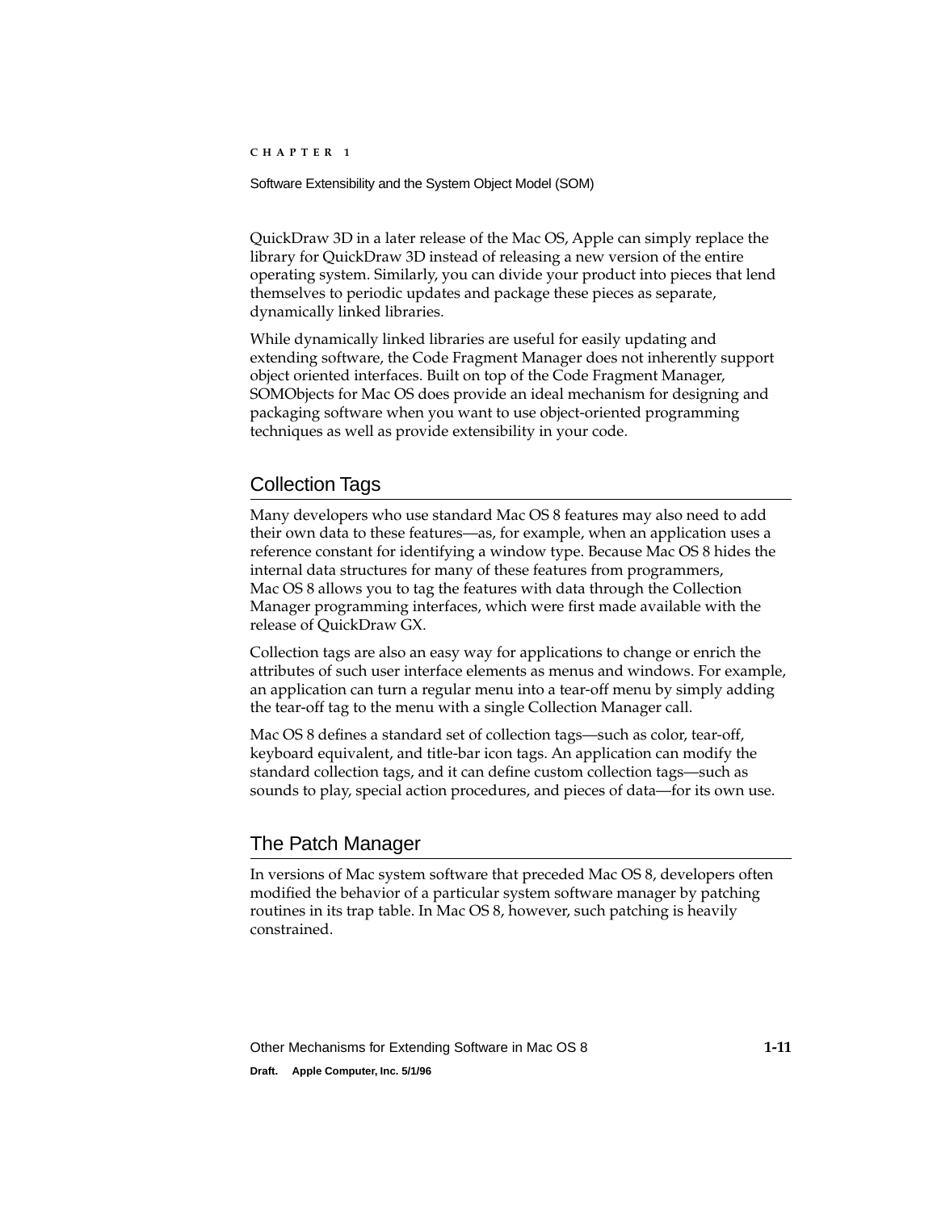QuickDraw 3D in a later release of the Mac OS, Apple can simply replace the library for QuickDraw 3D instead of releasing a new version of the entire operating system. Similarly, you can divide your product into pieces that lend themselves to periodic updates and package these pieces as separate, dynamically linked libraries.

While dynamically linked libraries are useful for easily updating and extending software, the Code Fragment Manager does not inherently support object oriented interfaces. Built on top of the Code Fragment Manager, SOMObjects for Mac OS does provide an ideal mechanism for designing and packaging software when you want to use object-oriented programming techniques as well as provide extensibility in your code.

## Collection Tags

Many developers who use standard Mac OS 8 features may also need to add their own data to these features—as, for example, when an application uses a reference constant for identifying a window type. Because Mac OS 8 hides the internal data structures for many of these features from programmers, Mac OS 8 allows you to tag the features with data through the Collection Manager programming interfaces, which were first made available with the release of QuickDraw GX.

Collection tags are also an easy way for applications to change or enrich the attributes of such user interface elements as menus and windows. For example, an application can turn a regular menu into a tear-off menu by simply adding the tear-off tag to the menu with a single Collection Manager call.

Mac OS 8 defines a standard set of collection tags—such as color, tear-off, keyboard equivalent, and title-bar icon tags. An application can modify the standard collection tags, and it can define custom collection tags—such as sounds to play, special action procedures, and pieces of data—for its own use.

## The Patch Manager

In versions of Mac system software that preceded Mac OS 8, developers often modified the behavior of a particular system software manager by patching routines in its trap table. In Mac OS 8, however, such patching is heavily constrained.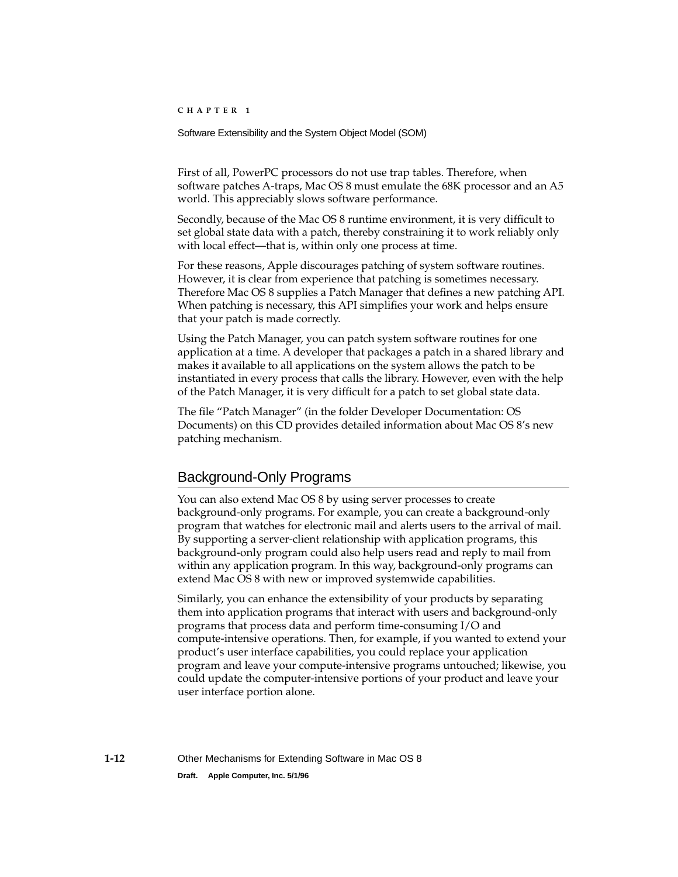First of all, PowerPC processors do not use trap tables. Therefore, when software patches A-traps, Mac OS 8 must emulate the 68K processor and an A5 world. This appreciably slows software performance.

Secondly, because of the Mac OS 8 runtime environment, it is very difficult to set global state data with a patch, thereby constraining it to work reliably only with local effect—that is, within only one process at time.

For these reasons, Apple discourages patching of system software routines. However, it is clear from experience that patching is sometimes necessary. Therefore Mac OS 8 supplies a Patch Manager that defines a new patching API. When patching is necessary, this API simplifies your work and helps ensure that your patch is made correctly.

Using the Patch Manager, you can patch system software routines for one application at a time. A developer that packages a patch in a shared library and makes it available to all applications on the system allows the patch to be instantiated in every process that calls the library. However, even with the help of the Patch Manager, it is very difficult for a patch to set global state data.

The file "Patch Manager" (in the folder Developer Documentation: OS Documents) on this CD provides detailed information about Mac OS 8's new patching mechanism.

## Background-Only Programs

You can also extend Mac OS 8 by using server processes to create background-only programs. For example, you can create a background-only program that watches for electronic mail and alerts users to the arrival of mail. By supporting a server-client relationship with application programs, this background-only program could also help users read and reply to mail from within any application program. In this way, background-only programs can extend Mac OS 8 with new or improved systemwide capabilities.

Similarly, you can enhance the extensibility of your products by separating them into application programs that interact with users and background-only programs that process data and perform time-consuming I/O and compute-intensive operations. Then, for example, if you wanted to extend your product's user interface capabilities, you could replace your application program and leave your compute-intensive programs untouched; likewise, you could update the computer-intensive portions of your product and leave your user interface portion alone.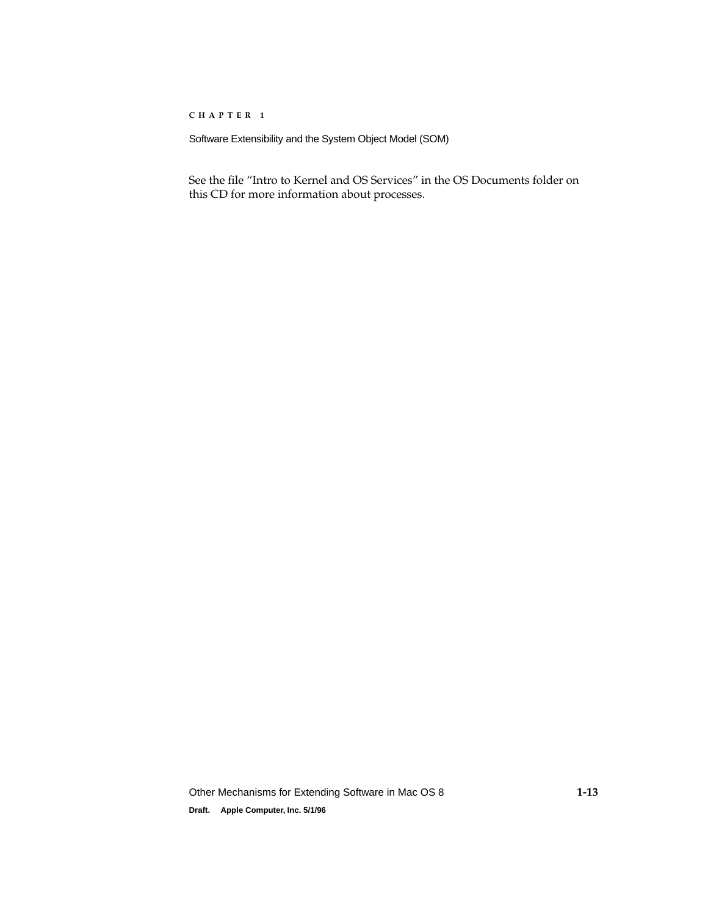See the file “Intro to Kernel and OS Services” in the OS Documents folder on this CD for more information about processes.